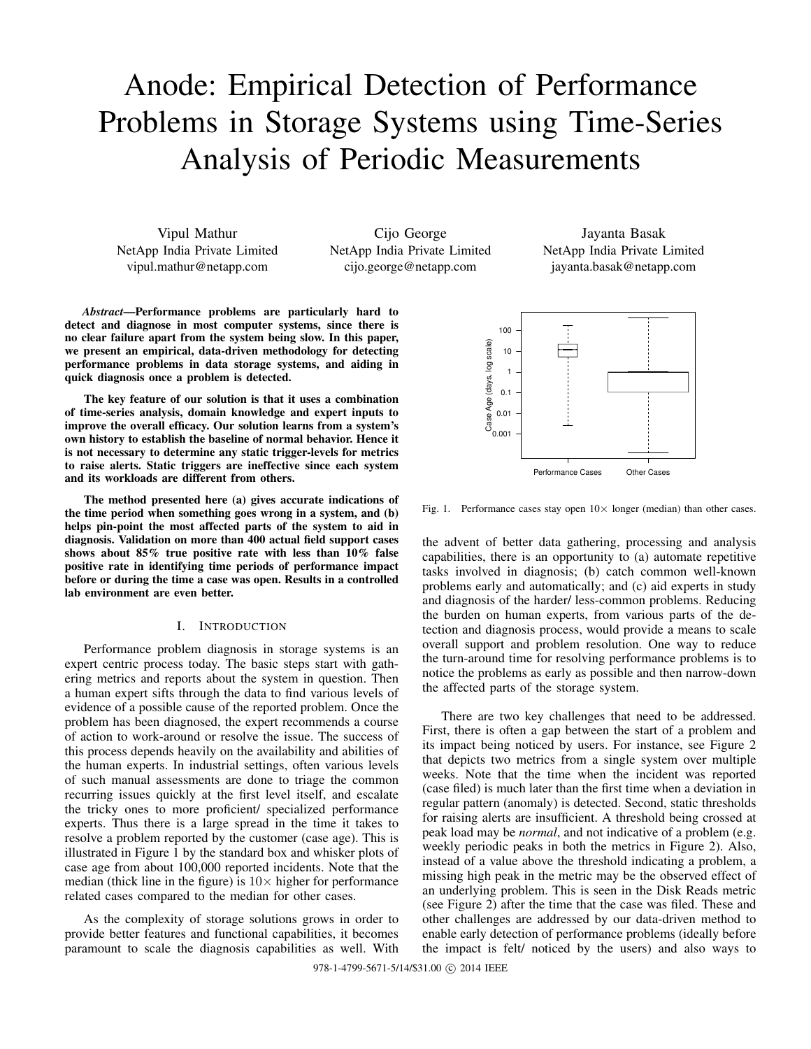# Anode: Empirical Detection of Performance Problems in Storage Systems using Time-Series Analysis of Periodic Measurements

Vipul Mathur
NetApp India Private Limited
vipul.mathur@netapp.com

Cijo George
NetApp India Private Limited
cijo.george@netapp.com

Jayanta Basak
NetApp India Private Limited
jayanta.basak@netapp.com

***Abstract*—Performance problems are particularly hard to detect and diagnose in most computer systems, since there is no clear failure apart from the system being slow. In this paper, we present an empirical, data-driven methodology for detecting performance problems in data storage systems, and aiding in quick diagnosis once a problem is detected.**

**The key feature of our solution is that it uses a combination of time-series analysis, domain knowledge and expert inputs to improve the overall efficacy. Our solution learns from a system's own history to establish the baseline of normal behavior. Hence it is not necessary to determine any static trigger-levels for metrics to raise alerts. Static triggers are ineffective since each system and its workloads are different from others.**

**The method presented here (a) gives accurate indications of the time period when something goes wrong in a system, and (b) helps pin-point the most affected parts of the system to aid in diagnosis. Validation on more than 400 actual field support cases shows about 85% true positive rate with less than 10% false positive rate in identifying time periods of performance impact before or during the time a case was open. Results in a controlled lab environment are even better.**

## I. Introduction

Performance problem diagnosis in storage systems is an expert centric process today. The basic steps start with gathering metrics and reports about the system in question. Then a human expert sifts through the data to find various levels of evidence of a possible cause of the reported problem. Once the problem has been diagnosed, the expert recommends a course of action to work-around or resolve the issue. The success of this process depends heavily on the availability and abilities of the human experts. In industrial settings, often various levels of such manual assessments are done to triage the common recurring issues quickly at the first level itself, and escalate the tricky ones to more proficient/ specialized performance experts. Thus there is a large spread in the time it takes to resolve a problem reported by the customer (case age). This is illustrated in Figure 1 by the standard box and whisker plots of case age from about 100,000 reported incidents. Note that the median (thick line in the figure) is $10\times$ higher for performance related cases compared to the median for other cases.

As the complexity of storage solutions grows in order to provide better features and functional capabilities, it becomes paramount to scale the diagnosis capabilities as well. With the advent of better data gathering, processing and analysis capabilities, there is an opportunity to (a) automate repetitive tasks involved in diagnosis; (b) catch common well-known problems early and automatically; and (c) aid experts in study and diagnosis of the harder/ less-common problems. Reducing the burden on human experts, from various parts of the detection and diagnosis process, would provide a means to scale overall support and problem resolution. One way to reduce the turn-around time for resolving performance problems is to notice the problems as early as possible and then narrow-down the affected parts of the storage system.

Fig. 1. Performance cases stay open $10\times$ longer (median) than other cases.

There are two key challenges that need to be addressed. First, there is often a gap between the start of a problem and its impact being noticed by users. For instance, see Figure 2 that depicts two metrics from a single system over multiple weeks. Note that the time when the incident was reported (case filed) is much later than the first time when a deviation in regular pattern (anomaly) is detected. Second, static thresholds for raising alerts are insufficient. A threshold being crossed at peak load may be *normal*, and not indicative of a problem (e.g. weekly periodic peaks in both the metrics in Figure 2). Also, instead of a value above the threshold indicating a problem, a missing high peak in the metric may be the observed effect of an underlying problem. This is seen in the Disk Reads metric (see Figure 2) after the time that the case was filed. These and other challenges are addressed by our data-driven method to enable early detection of performance problems (ideally before the impact is felt/ noticed by the users) and also ways to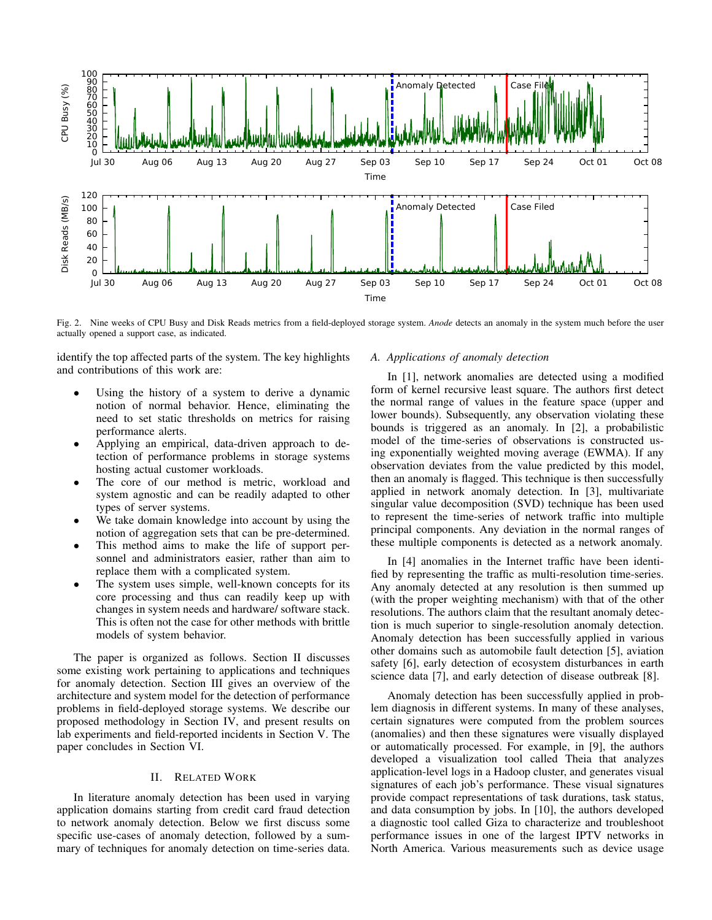CPU Busy (%)

100
90
80
70
60
50
40
30
20
10
0

Anomaly Detected

Case Filed

Jul 30 Aug 06 Aug 13 Aug 20 Aug 27 Sep 03 Sep 10 Sep 17 Sep 24 Oct 01 Oct 08

Time

Disk Reads (MB/s)

120
100
80
60
40
20
0

Anomaly Detected

Case Filed

Jul 30 Aug 06 Aug 13 Aug 20 Aug 27 Sep 03 Sep 10 Sep 17 Sep 24 Oct 01 Oct 08

Time

Fig. 2. Nine weeks of CPU Busy and Disk Reads metrics from a field-deployed storage system. *Anode* detects an anomaly in the system much before the user actually opened a support case, as indicated.

identify the top affected parts of the system. The key highlights and contributions of this work are:

- Using the history of a system to derive a dynamic notion of normal behavior. Hence, eliminating the need to set static thresholds on metrics for raising performance alerts.
- Applying an empirical, data-driven approach to detection of performance problems in storage systems hosting actual customer workloads.
- The core of our method is metric, workload and system agnostic and can be readily adapted to other types of server systems.
- We take domain knowledge into account by using the notion of aggregation sets that can be pre-determined.
- This method aims to make the life of support personnel and administrators easier, rather than aim to replace them with a complicated system.
- The system uses simple, well-known concepts for its core processing and thus can readily keep up with changes in system needs and hardware/ software stack. This is often not the case for other methods with brittle models of system behavior.

The paper is organized as follows. Section II discusses some existing work pertaining to applications and techniques for anomaly detection. Section III gives an overview of the architecture and system model for the detection of performance problems in field-deployed storage systems. We describe our proposed methodology in Section IV, and present results on lab experiments and field-reported incidents in Section V. The paper concludes in Section VI.

## II. Related Work

In literature anomaly detection has been used in varying application domains starting from credit card fraud detection to network anomaly detection. Below we first discuss some specific use-cases of anomaly detection, followed by a summary of techniques for anomaly detection on time-series data.

### *A. Applications of anomaly detection*

In [1], network anomalies are detected using a modified form of kernel recursive least square. The authors first detect the normal range of values in the feature space (upper and lower bounds). Subsequently, any observation violating these bounds is triggered as an anomaly. In [2], a probabilistic model of the time-series of observations is constructed using exponentially weighted moving average (EWMA). If any observation deviates from the value predicted by this model, then an anomaly is flagged. This technique is then successfully applied in network anomaly detection. In [3], multivariate singular value decomposition (SVD) technique has been used to represent the time-series of network traffic into multiple principal components. Any deviation in the normal ranges of these multiple components is detected as a network anomaly.

In [4] anomalies in the Internet traffic have been identified by representing the traffic as multi-resolution time-series. Any anomaly detected at any resolution is then summed up (with the proper weighting mechanism) with that of the other resolutions. The authors claim that the resultant anomaly detection is much superior to single-resolution anomaly detection. Anomaly detection has been successfully applied in various other domains such as automobile fault detection [5], aviation safety [6], early detection of ecosystem disturbances in earth science data [7], and early detection of disease outbreak [8].

Anomaly detection has been successfully applied in problem diagnosis in different systems. In many of these analyses, certain signatures were computed from the problem sources (anomalies) and then these signatures were visually displayed or automatically processed. For example, in [9], the authors developed a visualization tool called Theia that analyzes application-level logs in a Hadoop cluster, and generates visual signatures of each job's performance. These visual signatures provide compact representations of task durations, task status, and data consumption by jobs. In [10], the authors developed a diagnostic tool called Giza to characterize and troubleshoot performance issues in one of the largest IPTV networks in North America. Various measurements such as device usage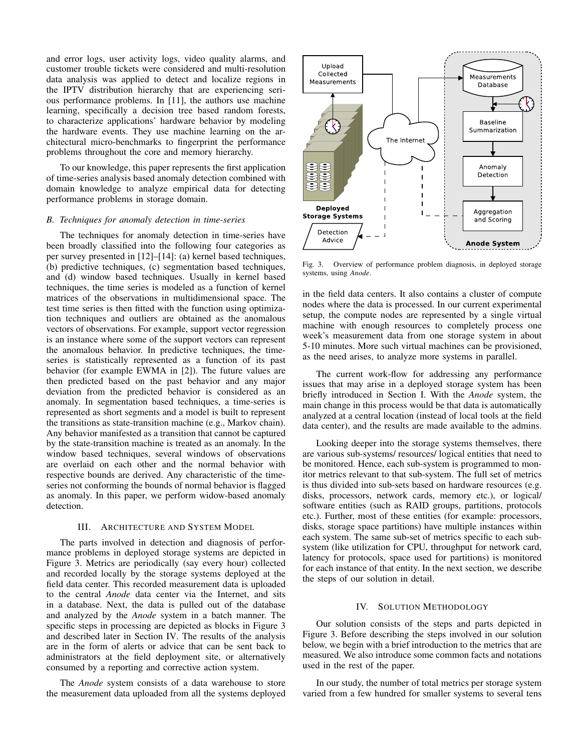and error logs, user activity logs, video quality alarms, and customer trouble tickets were considered and multi-resolution data analysis was applied to detect and localize regions in the IPTV distribution hierarchy that are experiencing serious performance problems. In [11], the authors use machine learning, specifically a decision tree based random forests, to characterize applications' hardware behavior by modeling the hardware events. They use machine learning on the architectural micro-benchmarks to fingerprint the performance problems throughout the core and memory hierarchy.

To our knowledge, this paper represents the first application of time-series analysis based anomaly detection combined with domain knowledge to analyze empirical data for detecting performance problems in storage domain.

### B. Techniques for anomaly detection in time-series

The techniques for anomaly detection in time-series have been broadly classified into the following four categories as per survey presented in [12]–[14]: (a) kernel based techniques, (b) predictive techniques, (c) segmentation based techniques, and (d) window based techniques. Usually in kernel based techniques, the time series is modeled as a function of kernel matrices of the observations in multidimensional space. The test time series is then fitted with the function using optimization techniques and outliers are obtained as the anomalous vectors of observations. For example, support vector regression is an instance where some of the support vectors can represent the anomalous behavior. In predictive techniques, the time-series is statistically represented as a function of its past behavior (for example EWMA in [2]). The future values are then predicted based on the past behavior and any major deviation from the predicted behavior is considered as an anomaly. In segmentation based techniques, a time-series is represented as short segments and a model is built to represent the transitions as state-transition machine (e.g., Markov chain). Any behavior manifested as a transition that cannot be captured by the state-transition machine is treated as an anomaly. In the window based techniques, several windows of observations are overlaid on each other and the normal behavior with respective bounds are derived. Any characteristic of the time-series not conforming the bounds of normal behavior is flagged as anomaly. In this paper, we perform widow-based anomaly detection.

## III. Architecture and System Model

The parts involved in detection and diagnosis of performance problems in deployed storage systems are depicted in Figure 3. Metrics are periodically (say every hour) collected and recorded locally by the storage systems deployed at the field data center. This recorded measurement data is uploaded to the central *Anode* data center via the Internet, and sits in a database. Next, the data is pulled out of the database and analyzed by the *Anode* system in a batch manner. The specific steps in processing are depicted as blocks in Figure 3 and described later in Section IV. The results of the analysis are in the form of alerts or advice that can be sent back to administrators at the field deployment site, or alternatively consumed by a reporting and corrective action system.

The *Anode* system consists of a data warehouse to store the measurement data uploaded from all the systems deployed in the field data centers. It also contains a cluster of compute nodes where the data is processed. In our current experimental setup, the compute nodes are represented by a single virtual machine with enough resources to completely process one week's measurement data from one storage system in about 5-10 minutes. More such virtual machines can be provisioned, as the need arises, to analyze more systems in parallel.

Upload Collected Measurements

Measurements Database

Baseline Summarization

The Internet

Anomaly Detection

Deployed Storage Systems

Aggregation and Scoring

Detection Advice

Anode System

Fig. 3. Overview of performance problem diagnosis, in deployed storage systems, using *Anode*.

The current work-flow for addressing any performance issues that may arise in a deployed storage system has been briefly introduced in Section I. With the *Anode* system, the main change in this process would be that data is automatically analyzed at a central location (instead of local tools at the field data center), and the results are made available to the admins.

Looking deeper into the storage systems themselves, there are various sub-systems/ resources/ logical entities that need to be monitored. Hence, each sub-system is programmed to monitor metrics relevant to that sub-system. The full set of metrics is thus divided into sub-sets based on hardware resources (e.g. disks, processors, network cards, memory etc.), or logical/ software entities (such as RAID groups, partitions, protocols etc.). Further, most of these entities (for example: processors, disks, storage space partitions) have multiple instances within each system. The same sub-set of metrics specific to each sub-system (like utilization for CPU, throughput for network card, latency for protocols, space used for partitions) is monitored for each instance of that entity. In the next section, we describe the steps of our solution in detail.

## IV. Solution Methodology

Our solution consists of the steps and parts depicted in Figure 3. Before describing the steps involved in our solution below, we begin with a brief introduction to the metrics that are measured. We also introduce some common facts and notations used in the rest of the paper.

In our study, the number of total metrics per storage system varied from a few hundred for smaller systems to several tens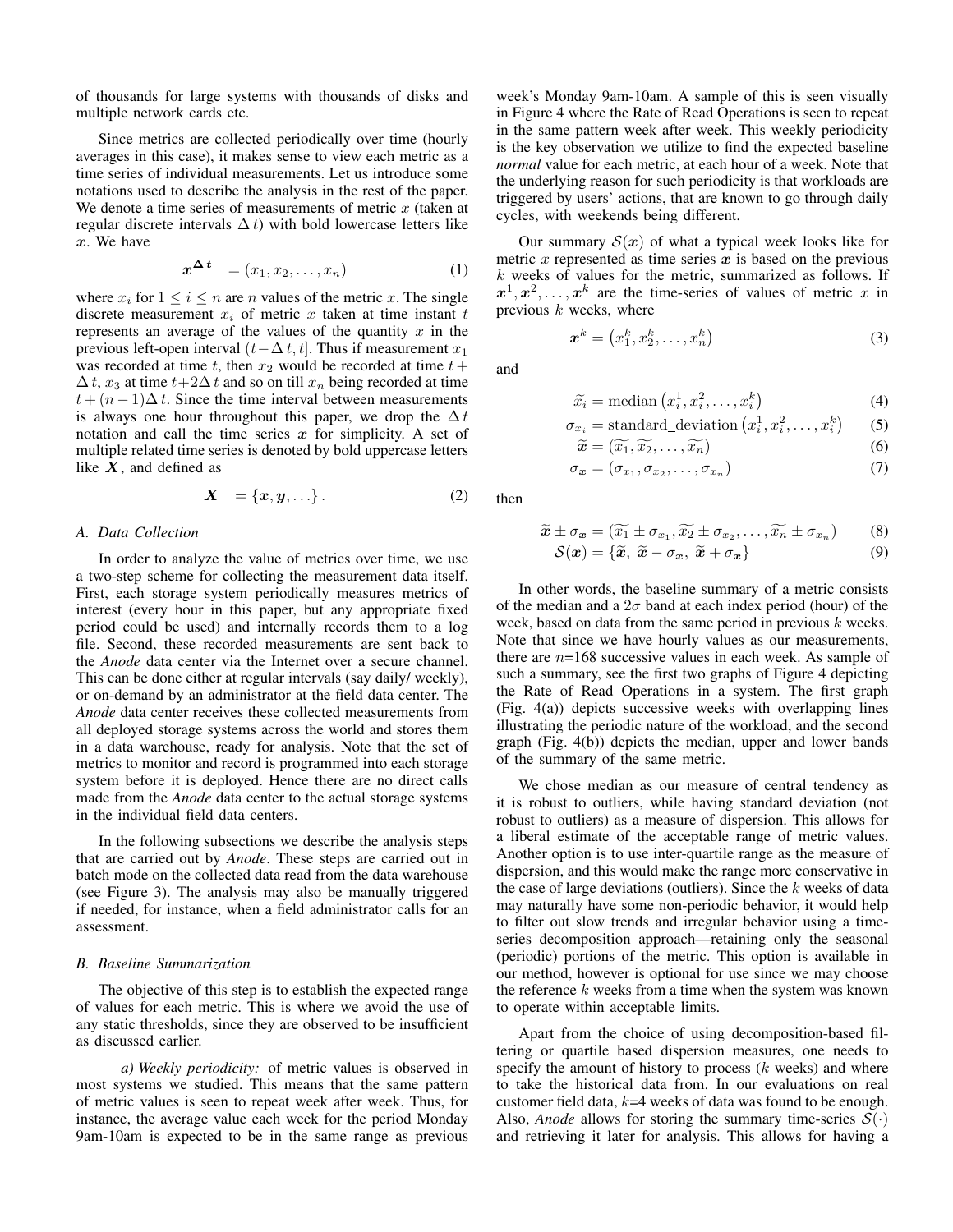of thousands for large systems with thousands of disks and multiple network cards etc.

Since metrics are collected periodically over time (hourly averages in this case), it makes sense to view each metric as a time series of individual measurements. Let us introduce some notations used to describe the analysis in the rest of the paper. We denote a time series of measurements of metric $x$ (taken at regular discrete intervals $\Delta t$) with bold lowercase letters like $\boldsymbol{x}$. We have

$$\boldsymbol{x}^{\boldsymbol{\Delta t}} = (x_1, x_2, \ldots, x_n) \tag{1}$$

where $x_i$ for $1 \leq i \leq n$ are $n$ values of the metric $x$. The single discrete measurement $x_i$ of metric $x$ taken at time instant $t$ represents an average of the values of the quantity $x$ in the previous left-open interval $(t - \Delta t, t]$. Thus if measurement $x_1$ was recorded at time $t$, then $x_2$ would be recorded at time $t + \Delta t$, $x_3$ at time $t + 2\Delta t$ and so on till $x_n$ being recorded at time $t + (n-1)\Delta t$. Since the time interval between measurements is always one hour throughout this paper, we drop the $\Delta t$ notation and call the time series $\boldsymbol{x}$ for simplicity. A set of multiple related time series is denoted by bold uppercase letters like $\boldsymbol{X}$, and defined as

$$\boldsymbol{X} = \{\boldsymbol{x}, \boldsymbol{y}, \ldots\}. \tag{2}$$

### A. Data Collection

In order to analyze the value of metrics over time, we use a two-step scheme for collecting the measurement data itself. First, each storage system periodically measures metrics of interest (every hour in this paper, but any appropriate fixed period could be used) and internally records them to a log file. Second, these recorded measurements are sent back to the *Anode* data center via the Internet over a secure channel. This can be done either at regular intervals (say daily/ weekly), or on-demand by an administrator at the field data center. The *Anode* data center receives these collected measurements from all deployed storage systems across the world and stores them in a data warehouse, ready for analysis. Note that the set of metrics to monitor and record is programmed into each storage system before it is deployed. Hence there are no direct calls made from the *Anode* data center to the actual storage systems in the individual field data centers.

In the following subsections we describe the analysis steps that are carried out by *Anode*. These steps are carried out in batch mode on the collected data read from the data warehouse (see Figure 3). The analysis may also be manually triggered if needed, for instance, when a field administrator calls for an assessment.

### B. Baseline Summarization

The objective of this step is to establish the expected range of values for each metric. This is where we avoid the use of any static thresholds, since they are observed to be insufficient as discussed earlier.

*a) Weekly periodicity:* of metric values is observed in most systems we studied. This means that the same pattern of metric values is seen to repeat week after week. Thus, for instance, the average value each week for the period Monday 9am-10am is expected to be in the same range as previous week's Monday 9am-10am. A sample of this is seen visually in Figure 4 where the Rate of Read Operations is seen to repeat in the same pattern week after week. This weekly periodicity is the key observation we utilize to find the expected baseline *normal* value for each metric, at each hour of a week. Note that the underlying reason for such periodicity is that workloads are triggered by users' actions, that are known to go through daily cycles, with weekends being different.

Our summary $\mathcal{S}(\boldsymbol{x})$ of what a typical week looks like for metric $x$ represented as time series $\boldsymbol{x}$ is based on the previous $k$ weeks of values for the metric, summarized as follows. If $\boldsymbol{x}^1, \boldsymbol{x}^2, \ldots, \boldsymbol{x}^k$ are the time-series of values of metric $x$ in previous $k$ weeks, where

$$\boldsymbol{x}^k = \left(x_1^k, x_2^k, \ldots, x_n^k\right) \tag{3}$$

and

$$\widetilde{x_i} = \text{median}\left(x_i^1, x_i^2, \ldots, x_i^k\right) \tag{4}$$

$$\sigma_{x_i} = \text{standard\_deviation}\left(x_i^1, x_i^2, \ldots, x_i^k\right) \tag{5}$$

$$\widetilde{\boldsymbol{x}} = (\widetilde{x_1}, \widetilde{x_2}, \ldots, \widetilde{x_n}) \tag{6}$$

$$\sigma_{\boldsymbol{x}} = (\sigma_{x_1}, \sigma_{x_2}, \ldots, \sigma_{x_n}) \tag{7}$$

then

$$\widetilde{\boldsymbol{x}} \pm \sigma_{\boldsymbol{x}} = (\widetilde{x_1} \pm \sigma_{x_1}, \widetilde{x_2} \pm \sigma_{x_2}, \ldots, \widetilde{x_n} \pm \sigma_{x_n}) \tag{8}$$

$$\mathcal{S}(\boldsymbol{x}) = \{\widetilde{\boldsymbol{x}},\ \widetilde{\boldsymbol{x}} - \sigma_{\boldsymbol{x}},\ \widetilde{\boldsymbol{x}} + \sigma_{\boldsymbol{x}}\} \tag{9}$$

In other words, the baseline summary of a metric consists of the median and a $2\sigma$ band at each index period (hour) of the week, based on data from the same period in previous $k$ weeks. Note that since we have hourly values as our measurements, there are $n$=168 successive values in each week. As sample of such a summary, see the first two graphs of Figure 4 depicting the Rate of Read Operations in a system. The first graph (Fig. 4(a)) depicts successive weeks with overlapping lines illustrating the periodic nature of the workload, and the second graph (Fig. 4(b)) depicts the median, upper and lower bands of the summary of the same metric.

We chose median as our measure of central tendency as it is robust to outliers, while having standard deviation (not robust to outliers) as a measure of dispersion. This allows for a liberal estimate of the acceptable range of metric values. Another option is to use inter-quartile range as the measure of dispersion, and this would make the range more conservative in the case of large deviations (outliers). Since the $k$ weeks of data may naturally have some non-periodic behavior, it would help to filter out slow trends and irregular behavior using a time-series decomposition approach—retaining only the seasonal (periodic) portions of the metric. This option is available in our method, however is optional for use since we may choose the reference $k$ weeks from a time when the system was known to operate within acceptable limits.

Apart from the choice of using decomposition-based filtering or quartile based dispersion measures, one needs to specify the amount of history to process ($k$ weeks) and where to take the historical data from. In our evaluations on real customer field data, $k$=4 weeks of data was found to be enough. Also, *Anode* allows for storing the summary time-series $\mathcal{S}(\cdot)$ and retrieving it later for analysis. This allows for having a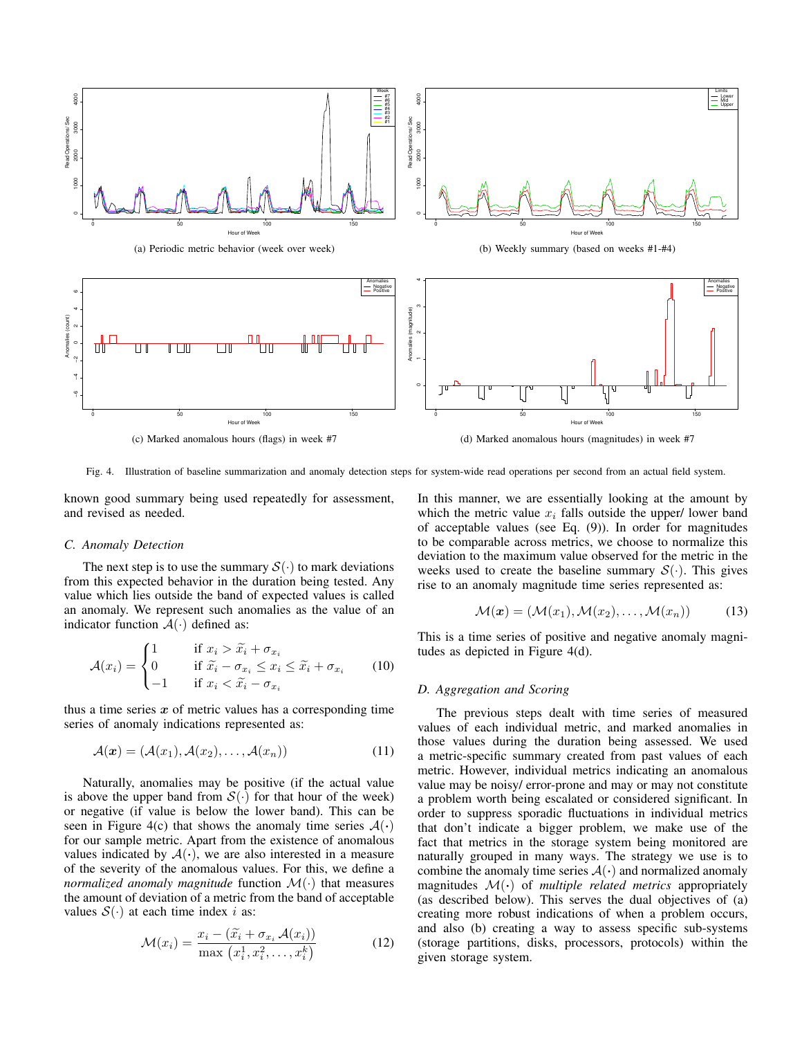(a) Periodic metric behavior (week over week)

(b) Weekly summary (based on weeks #1-#4)

(c) Marked anomalous hours (flags) in week #7

(d) Marked anomalous hours (magnitudes) in week #7

Fig. 4. Illustration of baseline summarization and anomaly detection steps for system-wide read operations per second from an actual field system.

known good summary being used repeatedly for assessment, and revised as needed.

### C. Anomaly Detection

The next step is to use the summary $\mathcal{S}(\cdot)$ to mark deviations from this expected behavior in the duration being tested. Any value which lies outside the band of expected values is called an anomaly. We represent such anomalies as the value of an indicator function $\mathcal{A}(\cdot)$ defined as:

$$\mathcal{A}(x_i) = \begin{cases} 1 & \text{if } x_i > \widetilde{x}_i + \sigma_{x_i} \\ 0 & \text{if } \widetilde{x}_i - \sigma_{x_i} \leq x_i \leq \widetilde{x}_i + \sigma_{x_i} \\ -1 & \text{if } x_i < \widetilde{x}_i - \sigma_{x_i} \end{cases} \tag{10}$$

thus a time series $\boldsymbol{x}$ of metric values has a corresponding time series of anomaly indications represented as:

$$\mathcal{A}(\boldsymbol{x}) = (\mathcal{A}(x_1), \mathcal{A}(x_2), \ldots, \mathcal{A}(x_n)) \tag{11}$$

Naturally, anomalies may be positive (if the actual value is above the upper band from $\mathcal{S}(\cdot)$ for that hour of the week) or negative (if value is below the lower band). This can be seen in Figure 4(c) that shows the anomaly time series $\mathcal{A}(\cdot)$ for our sample metric. Apart from the existence of anomalous values indicated by $\mathcal{A}(\cdot)$, we are also interested in a measure of the severity of the anomalous values. For this, we define a *normalized anomaly magnitude* function $\mathcal{M}(\cdot)$ that measures the amount of deviation of a metric from the band of acceptable values $\mathcal{S}(\cdot)$ at each time index $i$ as:

$$\mathcal{M}(x_i) = \frac{x_i - (\widetilde{x}_i + \sigma_{x_i} \mathcal{A}(x_i))}{\max \left(x_i^1, x_i^2, \ldots, x_i^k\right)} \tag{12}$$

In this manner, we are essentially looking at the amount by which the metric value $x_i$ falls outside the upper/ lower band of acceptable values (see Eq. (9)). In order for magnitudes to be comparable across metrics, we choose to normalize this deviation to the maximum value observed for the metric in the weeks used to create the baseline summary $\mathcal{S}(\cdot)$. This gives rise to an anomaly magnitude time series represented as:

$$\mathcal{M}(\boldsymbol{x}) = (\mathcal{M}(x_1), \mathcal{M}(x_2), \ldots, \mathcal{M}(x_n)) \tag{13}$$

This is a time series of positive and negative anomaly magnitudes as depicted in Figure 4(d).

### D. Aggregation and Scoring

The previous steps dealt with time series of measured values of each individual metric, and marked anomalies in those values during the duration being assessed. We used a metric-specific summary created from past values of each metric. However, individual metrics indicating an anomalous value may be noisy/ error-prone and may or may not constitute a problem worth being escalated or considered significant. In order to suppress sporadic fluctuations in individual metrics that don't indicate a bigger problem, we make use of the fact that metrics in the storage system being monitored are naturally grouped in many ways. The strategy we use is to combine the anomaly time series $\mathcal{A}(\cdot)$ and normalized anomaly magnitudes $\mathcal{M}(\cdot)$ of *multiple related metrics* appropriately (as described below). This serves the dual objectives of (a) creating more robust indications of when a problem occurs, and also (b) creating a way to assess specific sub-systems (storage partitions, disks, processors, protocols) within the given storage system.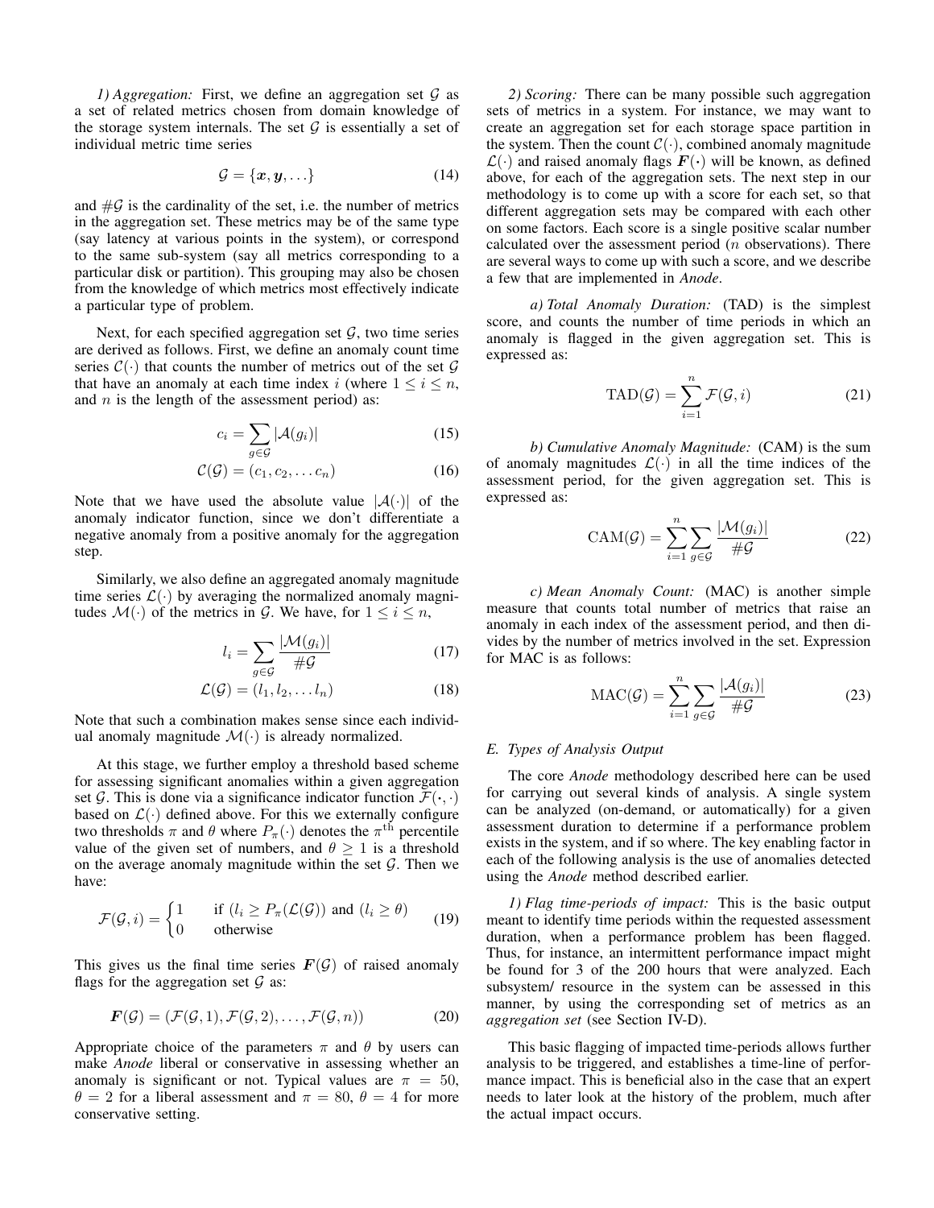*1) Aggregation:* First, we define an aggregation set $\mathcal{G}$ as a set of related metrics chosen from domain knowledge of the storage system internals. The set $\mathcal{G}$ is essentially a set of individual metric time series

$$\mathcal{G} = \{\boldsymbol{x}, \boldsymbol{y}, \ldots\} \tag{14}$$

and $\#\mathcal{G}$ is the cardinality of the set, i.e. the number of metrics in the aggregation set. These metrics may be of the same type (say latency at various points in the system), or correspond to the same sub-system (say all metrics corresponding to a particular disk or partition). This grouping may also be chosen from the knowledge of which metrics most effectively indicate a particular type of problem.

Next, for each specified aggregation set $\mathcal{G}$, two time series are derived as follows. First, we define an anomaly count time series $\mathcal{C}(\cdot)$ that counts the number of metrics out of the set $\mathcal{G}$ that have an anomaly at each time index $i$ (where $1 \leq i \leq n$, and $n$ is the length of the assessment period) as:

$$c_i = \sum_{g \in \mathcal{G}} |\mathcal{A}(g_i)| \tag{15}$$

$$\mathcal{C}(\mathcal{G}) = (c_1, c_2, \ldots c_n) \tag{16}$$

Note that we have used the absolute value $|\mathcal{A}(\cdot)|$ of the anomaly indicator function, since we don't differentiate a negative anomaly from a positive anomaly for the aggregation step.

Similarly, we also define an aggregated anomaly magnitude time series $\mathcal{L}(\cdot)$ by averaging the normalized anomaly magnitudes $\mathcal{M}(\cdot)$ of the metrics in $\mathcal{G}$. We have, for $1 \leq i \leq n$,

$$l_i = \sum_{g \in \mathcal{G}} \frac{|\mathcal{M}(g_i)|}{\#\mathcal{G}} \tag{17}$$

$$\mathcal{L}(\mathcal{G}) = (l_1, l_2, \ldots l_n) \tag{18}$$

Note that such a combination makes sense since each individual anomaly magnitude $\mathcal{M}(\cdot)$ is already normalized.

At this stage, we further employ a threshold based scheme for assessing significant anomalies within a given aggregation set $\mathcal{G}$. This is done via a significance indicator function $\mathcal{F}(\cdot,\cdot)$ based on $\mathcal{L}(\cdot)$ defined above. For this we externally configure two thresholds $\pi$ and $\theta$ where $P_\pi(\cdot)$ denotes the $\pi^{\text{th}}$ percentile value of the given set of numbers, and $\theta \geq 1$ is a threshold on the average anomaly magnitude within the set $\mathcal{G}$. Then we have:

$$\mathcal{F}(\mathcal{G}, i) = \begin{cases} 1 & \text{if } (l_i \geq P_\pi(\mathcal{L}(\mathcal{G})) \text{ and } (l_i \geq \theta) \\ 0 & \text{otherwise} \end{cases} \tag{19}$$

This gives us the final time series $\boldsymbol{F}(\mathcal{G})$ of raised anomaly flags for the aggregation set $\mathcal{G}$ as:

$$\boldsymbol{F}(\mathcal{G}) = (\mathcal{F}(\mathcal{G}, 1), \mathcal{F}(\mathcal{G}, 2), \ldots, \mathcal{F}(\mathcal{G}, n)) \tag{20}$$

Appropriate choice of the parameters $\pi$ and $\theta$ by users can make *Anode* liberal or conservative in assessing whether an anomaly is significant or not. Typical values are $\pi = 50$, $\theta = 2$ for a liberal assessment and $\pi = 80$, $\theta = 4$ for more conservative setting.

*2) Scoring:* There can be many possible such aggregation sets of metrics in a system. For instance, we may want to create an aggregation set for each storage space partition in the system. Then the count $\mathcal{C}(\cdot)$, combined anomaly magnitude $\mathcal{L}(\cdot)$ and raised anomaly flags $\boldsymbol{F}(\cdot)$ will be known, as defined above, for each of the aggregation sets. The next step in our methodology is to come up with a score for each set, so that different aggregation sets may be compared with each other on some factors. Each score is a single positive scalar number calculated over the assessment period ($n$ observations). There are several ways to come up with such a score, and we describe a few that are implemented in *Anode*.

*a) Total Anomaly Duration:* (TAD) is the simplest score, and counts the number of time periods in which an anomaly is flagged in the given aggregation set. This is expressed as:

$$\text{TAD}(\mathcal{G}) = \sum_{i=1}^{n} \mathcal{F}(\mathcal{G}, i) \tag{21}$$

*b) Cumulative Anomaly Magnitude:* (CAM) is the sum of anomaly magnitudes $\mathcal{L}(\cdot)$ in all the time indices of the assessment period, for the given aggregation set. This is expressed as:

$$\text{CAM}(\mathcal{G}) = \sum_{i=1}^{n} \sum_{g \in \mathcal{G}} \frac{|\mathcal{M}(g_i)|}{\#\mathcal{G}} \tag{22}$$

*c) Mean Anomaly Count:* (MAC) is another simple measure that counts total number of metrics that raise an anomaly in each index of the assessment period, and then divides by the number of metrics involved in the set. Expression for MAC is as follows:

$$\text{MAC}(\mathcal{G}) = \sum_{i=1}^{n} \sum_{g \in \mathcal{G}} \frac{|\mathcal{A}(g_i)|}{\#\mathcal{G}} \tag{23}$$

### *E. Types of Analysis Output*

The core *Anode* methodology described here can be used for carrying out several kinds of analysis. A single system can be analyzed (on-demand, or automatically) for a given assessment duration to determine if a performance problem exists in the system, and if so where. The key enabling factor in each of the following analysis is the use of anomalies detected using the *Anode* method described earlier.

*1) Flag time-periods of impact:* This is the basic output meant to identify time periods within the requested assessment duration, when a performance problem has been flagged. Thus, for instance, an intermittent performance impact might be found for 3 of the 200 hours that were analyzed. Each subsystem/ resource in the system can be assessed in this manner, by using the corresponding set of metrics as an *aggregation set* (see Section IV-D).

This basic flagging of impacted time-periods allows further analysis to be triggered, and establishes a time-line of performance impact. This is beneficial also in the case that an expert needs to later look at the history of the problem, much after the actual impact occurs.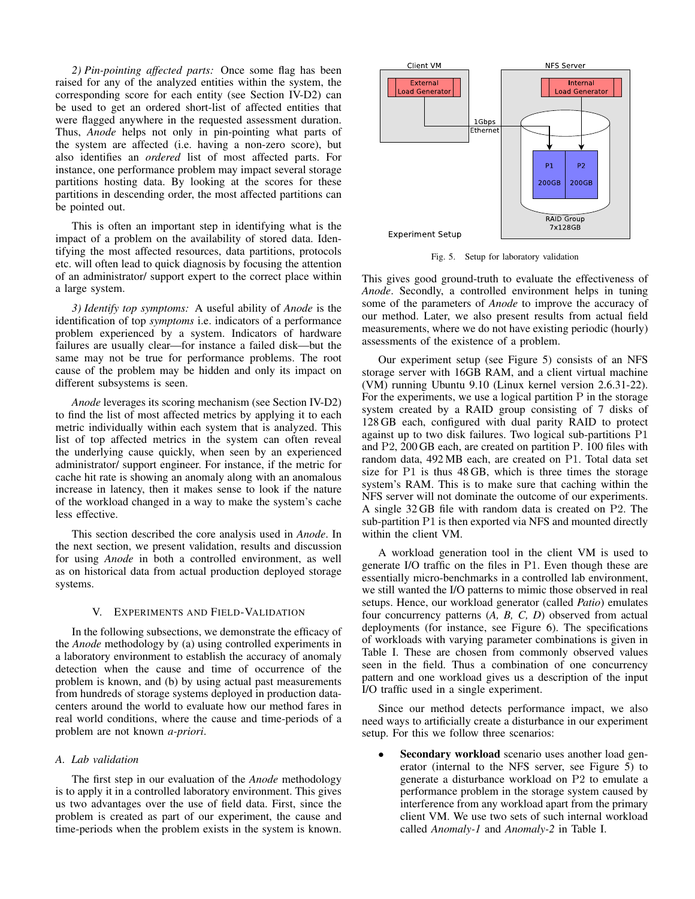*2) Pin-pointing affected parts:* Once some flag has been raised for any of the analyzed entities within the system, the corresponding score for each entity (see Section IV-D2) can be used to get an ordered short-list of affected entities that were flagged anywhere in the requested assessment duration. Thus, *Anode* helps not only in pin-pointing what parts of the system are affected (i.e. having a non-zero score), but also identifies an *ordered* list of most affected parts. For instance, one performance problem may impact several storage partitions hosting data. By looking at the scores for these partitions in descending order, the most affected partitions can be pointed out.

This is often an important step in identifying what is the impact of a problem on the availability of stored data. Identifying the most affected resources, data partitions, protocols etc. will often lead to quick diagnosis by focusing the attention of an administrator/ support expert to the correct place within a large system.

*3) Identify top symptoms:* A useful ability of *Anode* is the identification of top *symptoms* i.e. indicators of a performance problem experienced by a system. Indicators of hardware failures are usually clear—for instance a failed disk—but the same may not be true for performance problems. The root cause of the problem may be hidden and only its impact on different subsystems is seen.

*Anode* leverages its scoring mechanism (see Section IV-D2) to find the list of most affected metrics by applying it to each metric individually within each system that is analyzed. This list of top affected metrics in the system can often reveal the underlying cause quickly, when seen by an experienced administrator/ support engineer. For instance, if the metric for cache hit rate is showing an anomaly along with an anomalous increase in latency, then it makes sense to look if the nature of the workload changed in a way to make the system's cache less effective.

This section described the core analysis used in *Anode*. In the next section, we present validation, results and discussion for using *Anode* in both a controlled environment, as well as on historical data from actual production deployed storage systems.

## V. Experiments and Field-Validation

In the following subsections, we demonstrate the efficacy of the *Anode* methodology by (a) using controlled experiments in a laboratory environment to establish the accuracy of anomaly detection when the cause and time of occurrence of the problem is known, and (b) by using actual past measurements from hundreds of storage systems deployed in production datacenters around the world to evaluate how our method fares in real world conditions, where the cause and time-periods of a problem are not known *a-priori*.

### A. Lab validation

The first step in our evaluation of the *Anode* methodology is to apply it in a controlled laboratory environment. This gives us two advantages over the use of field data. First, since the problem is created as part of our experiment, the cause and time-periods when the problem exists in the system is known. This gives good ground-truth to evaluate the effectiveness of *Anode*. Secondly, a controlled environment helps in tuning some of the parameters of *Anode* to improve the accuracy of our method. Later, we also present results from actual field measurements, where we do not have existing periodic (hourly) assessments of the existence of a problem.

Fig. 5. Setup for laboratory validation

Our experiment setup (see Figure 5) consists of an NFS storage server with 16GB RAM, and a client virtual machine (VM) running Ubuntu 9.10 (Linux kernel version 2.6.31-22). For the experiments, we use a logical partition P in the storage system created by a RAID group consisting of 7 disks of 128 GB each, configured with dual parity RAID to protect against up to two disk failures. Two logical sub-partitions P1 and P2, 200 GB each, are created on partition P. 100 files with random data, 492 MB each, are created on P1. Total data set size for P1 is thus 48 GB, which is three times the storage system's RAM. This is to make sure that caching within the NFS server will not dominate the outcome of our experiments. A single 32 GB file with random data is created on P2. The sub-partition P1 is then exported via NFS and mounted directly within the client VM.

A workload generation tool in the client VM is used to generate I/O traffic on the files in P1. Even though these are essentially micro-benchmarks in a controlled lab environment, we still wanted the I/O patterns to mimic those observed in real setups. Hence, our workload generator (called *Patio*) emulates four concurrency patterns (*A, B, C, D*) observed from actual deployments (for instance, see Figure 6). The specifications of workloads with varying parameter combinations is given in Table I. These are chosen from commonly observed values seen in the field. Thus a combination of one concurrency pattern and one workload gives us a description of the input I/O traffic used in a single experiment.

Since our method detects performance impact, we also need ways to artificially create a disturbance in our experiment setup. For this we follow three scenarios:

- **Secondary workload** scenario uses another load generator (internal to the NFS server, see Figure 5) to generate a disturbance workload on P2 to emulate a performance problem in the storage system caused by interference from any workload apart from the primary client VM. We use two sets of such internal workload called *Anomaly-1* and *Anomaly-2* in Table I.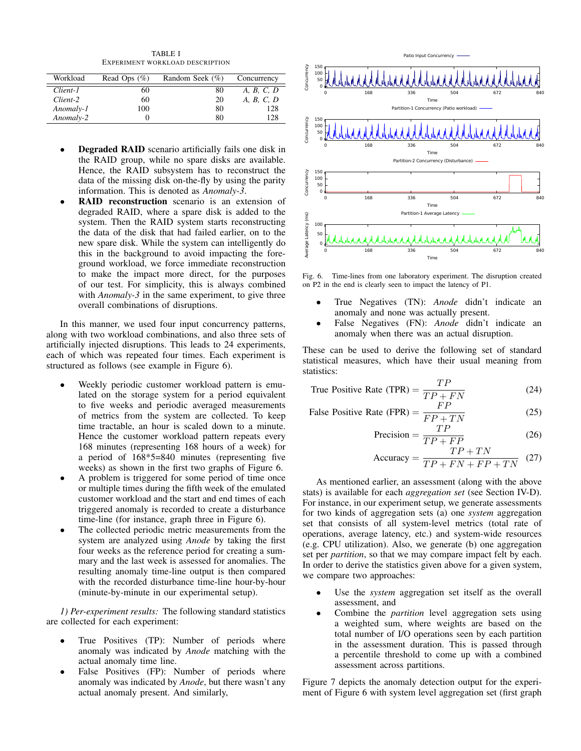TABLE I
EXPERIMENT WORKLOAD DESCRIPTION

| Workload | Read Ops (%) | Random Seek (%) | Concurrency |
|---|---|---|---|
| *Client-1* | 60 | 80 | *A, B, C, D* |
| *Client-2* | 60 | 20 | *A, B, C, D* |
| *Anomaly-1* | 100 | 80 | 128 |
| *Anomaly-2* | 0 | 80 | 128 |

- **Degraded RAID** scenario artificially fails one disk in the RAID group, while no spare disks are available. Hence, the RAID subsystem has to reconstruct the data of the missing disk on-the-fly by using the parity information. This is denoted as *Anomaly-3*.
- **RAID reconstruction** scenario is an extension of degraded RAID, where a spare disk is added to the system. Then the RAID system starts reconstructing the data of the disk that had failed earlier, on to the new spare disk. While the system can intelligently do this in the background to avoid impacting the foreground workload, we force immediate reconstruction to make the impact more direct, for the purposes of our test. For simplicity, this is always combined with *Anomaly-3* in the same experiment, to give three overall combinations of disruptions.

In this manner, we used four input concurrency patterns, along with two workload combinations, and also three sets of artificially injected disruptions. This leads to 24 experiments, each of which was repeated four times. Each experiment is structured as follows (see example in Figure 6).

- Weekly periodic customer workload pattern is emulated on the storage system for a period equivalent to five weeks and periodic averaged measurements of metrics from the system are collected. To keep time tractable, an hour is scaled down to a minute. Hence the customer workload pattern repeats every 168 minutes (representing 168 hours of a week) for a period of 168*5=840 minutes (representing five weeks) as shown in the first two graphs of Figure 6.
- A problem is triggered for some period of time once or multiple times during the fifth week of the emulated customer workload and the start and end times of each triggered anomaly is recorded to create a disturbance time-line (for instance, graph three in Figure 6).
- The collected periodic metric measurements from the system are analyzed using *Anode* by taking the first four weeks as the reference period for creating a summary and the last week is assessed for anomalies. The resulting anomaly time-line output is then compared with the recorded disturbance time-line hour-by-hour (minute-by-minute in our experimental setup).

*1) Per-experiment results:* The following standard statistics are collected for each experiment:

- True Positives (TP): Number of periods where anomaly was indicated by *Anode* matching with the actual anomaly time line.
- False Positives (FP): Number of periods where anomaly was indicated by *Anode*, but there wasn't any actual anomaly present. And similarly,

Fig. 6. Time-lines from one laboratory experiment. The disruption created on P2 in the end is clearly seen to impact the latency of P1.

- True Negatives (TN): *Anode* didn't indicate an anomaly and none was actually present.
- False Negatives (FN): *Anode* didn't indicate an anomaly when there was an actual disruption.

These can be used to derive the following set of standard statistical measures, which have their usual meaning from statistics:

$$\text{True Positive Rate (TPR)} = \frac{TP}{TP + FN} \tag{24}$$

$$\text{False Positive Rate (FPR)} = \frac{FP}{FP + TN} \tag{25}$$

$$\text{Precision} = \frac{TP}{TP + FP} \tag{26}$$

$$\text{Accuracy} = \frac{TP + TN}{TP + FN + FP + TN} \tag{27}$$

As mentioned earlier, an assessment (along with the above stats) is available for each *aggregation set* (see Section IV-D). For instance, in our experiment setup, we generate assessments for two kinds of aggregation sets (a) one *system* aggregation set that consists of all system-level metrics (total rate of operations, average latency, etc.) and system-wide resources (e.g. CPU utilization). Also, we generate (b) one aggregation set per *partition*, so that we may compare impact felt by each. In order to derive the statistics given above for a given system, we compare two approaches:

- Use the *system* aggregation set itself as the overall assessment, and
- Combine the *partition* level aggregation sets using a weighted sum, where weights are based on the total number of I/O operations seen by each partition in the assessment duration. This is passed through a percentile threshold to come up with a combined assessment across partitions.

Figure 7 depicts the anomaly detection output for the experiment of Figure 6 with system level aggregation set (first graph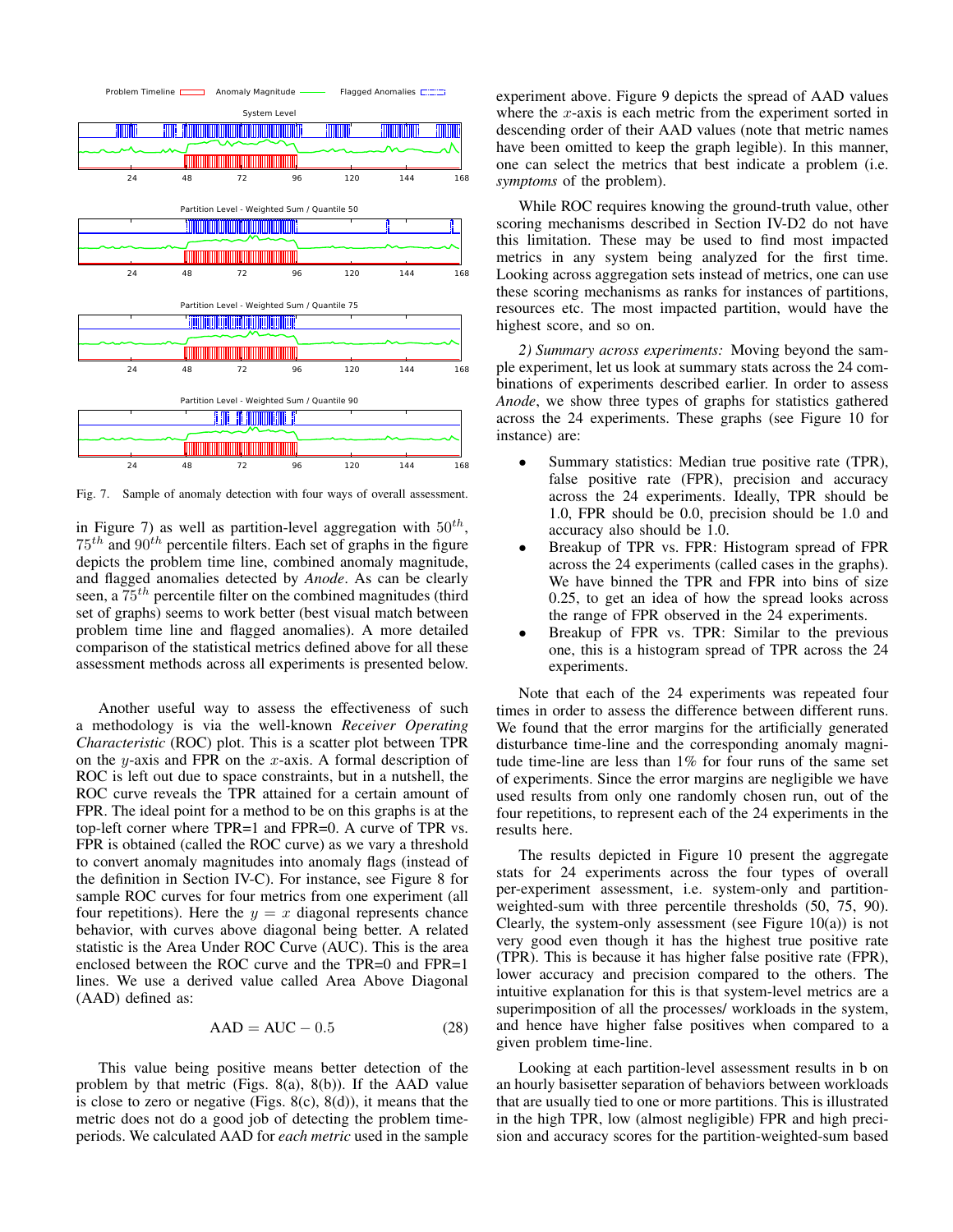Fig. 7. Sample of anomaly detection with four ways of overall assessment.

in Figure 7) as well as partition-level aggregation with $50^{th}$, $75^{th}$ and $90^{th}$ percentile filters. Each set of graphs in the figure depicts the problem time line, combined anomaly magnitude, and flagged anomalies detected by *Anode*. As can be clearly seen, a $75^{th}$ percentile filter on the combined magnitudes (third set of graphs) seems to work better (best visual match between problem time line and flagged anomalies). A more detailed comparison of the statistical metrics defined above for all these assessment methods across all experiments is presented below.

Another useful way to assess the effectiveness of such a methodology is via the well-known *Receiver Operating Characteristic* (ROC) plot. This is a scatter plot between TPR on the $y$-axis and FPR on the $x$-axis. A formal description of ROC is left out due to space constraints, but in a nutshell, the ROC curve reveals the TPR attained for a certain amount of FPR. The ideal point for a method to be on this graphs is at the top-left corner where TPR=1 and FPR=0. A curve of TPR vs. FPR is obtained (called the ROC curve) as we vary a threshold to convert anomaly magnitudes into anomaly flags (instead of the definition in Section IV-C). For instance, see Figure 8 for sample ROC curves for four metrics from one experiment (all four repetitions). Here the $y = x$ diagonal represents chance behavior, with curves above diagonal being better. A related statistic is the Area Under ROC Curve (AUC). This is the area enclosed between the ROC curve and the TPR=0 and FPR=1 lines. We use a derived value called Area Above Diagonal (AAD) defined as:

$$\text{AAD} = \text{AUC} - 0.5 \tag{28}$$

This value being positive means better detection of the problem by that metric (Figs. 8(a), 8(b)). If the AAD value is close to zero or negative (Figs. 8(c), 8(d)), it means that the metric does not do a good job of detecting the problem time-periods. We calculated AAD for *each metric* used in the sample experiment above. Figure 9 depicts the spread of AAD values where the $x$-axis is each metric from the experiment sorted in descending order of their AAD values (note that metric names have been omitted to keep the graph legible). In this manner, one can select the metrics that best indicate a problem (i.e. *symptoms* of the problem).

While ROC requires knowing the ground-truth value, other scoring mechanisms described in Section IV-D2 do not have this limitation. These may be used to find most impacted metrics in any system being analyzed for the first time. Looking across aggregation sets instead of metrics, one can use these scoring mechanisms as ranks for instances of partitions, resources etc. The most impacted partition, would have the highest score, and so on.

*2) Summary across experiments:* Moving beyond the sample experiment, let us look at summary stats across the 24 combinations of experiments described earlier. In order to assess *Anode*, we show three types of graphs for statistics gathered across the 24 experiments. These graphs (see Figure 10 for instance) are:

- Summary statistics: Median true positive rate (TPR), false positive rate (FPR), precision and accuracy across the 24 experiments. Ideally, TPR should be 1.0, FPR should be 0.0, precision should be 1.0 and accuracy also should be 1.0.
- Breakup of TPR vs. FPR: Histogram spread of FPR across the 24 experiments (called cases in the graphs). We have binned the TPR and FPR into bins of size 0.25, to get an idea of how the spread looks across the range of FPR observed in the 24 experiments.
- Breakup of FPR vs. TPR: Similar to the previous one, this is a histogram spread of TPR across the 24 experiments.

Note that each of the 24 experiments was repeated four times in order to assess the difference between different runs. We found that the error margins for the artificially generated disturbance time-line and the corresponding anomaly magnitude time-line are less than 1% for four runs of the same set of experiments. Since the error margins are negligible we have used results from only one randomly chosen run, out of the four repetitions, to represent each of the 24 experiments in the results here.

The results depicted in Figure 10 present the aggregate stats for 24 experiments across the four types of overall per-experiment assessment, i.e. system-only and partition-weighted-sum with three percentile thresholds (50, 75, 90). Clearly, the system-only assessment (see Figure 10(a)) is not very good even though it has the highest true positive rate (TPR). This is because it has higher false positive rate (FPR), lower accuracy and precision compared to the others. The intuitive explanation for this is that system-level metrics are a superimposition of all the processes/ workloads in the system, and hence have higher false positives when compared to a given problem time-line.

Looking at each partition-level assessment results in b on an hourly basisetter separation of behaviors between workloads that are usually tied to one or more partitions. This is illustrated in the high TPR, low (almost negligible) FPR and high precision and accuracy scores for the partition-weighted-sum based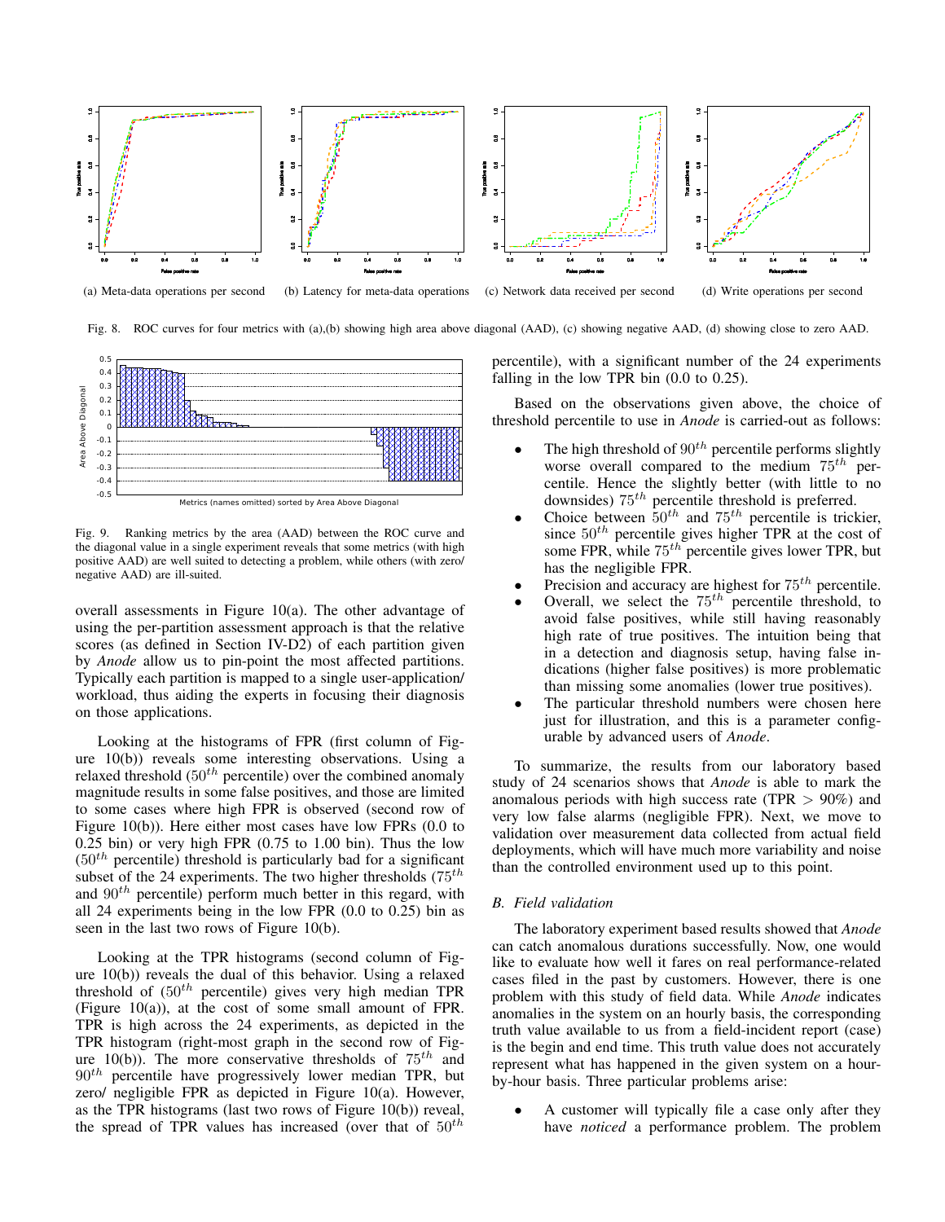(a) Meta-data operations per second

(b) Latency for meta-data operations

(c) Network data received per second

(d) Write operations per second

Fig. 8. ROC curves for four metrics with (a),(b) showing high area above diagonal (AAD), (c) showing negative AAD, (d) showing close to zero AAD.

Fig. 9. Ranking metrics by the area (AAD) between the ROC curve and the diagonal value in a single experiment reveals that some metrics (with high positive AAD) are well suited to detecting a problem, while others (with zero/ negative AAD) are ill-suited.

overall assessments in Figure 10(a). The other advantage of using the per-partition assessment approach is that the relative scores (as defined in Section IV-D2) of each partition given by *Anode* allow us to pin-point the most affected partitions. Typically each partition is mapped to a single user-application/ workload, thus aiding the experts in focusing their diagnosis on those applications.

Looking at the histograms of FPR (first column of Figure 10(b)) reveals some interesting observations. Using a relaxed threshold ($50^{th}$ percentile) over the combined anomaly magnitude results in some false positives, and those are limited to some cases where high FPR is observed (second row of Figure 10(b)). Here either most cases have low FPRs (0.0 to 0.25 bin) or very high FPR (0.75 to 1.00 bin). Thus the low ($50^{th}$ percentile) threshold is particularly bad for a significant subset of the 24 experiments. The two higher thresholds ($75^{th}$ and $90^{th}$ percentile) perform much better in this regard, with all 24 experiments being in the low FPR (0.0 to 0.25) bin as seen in the last two rows of Figure 10(b).

Looking at the TPR histograms (second column of Figure 10(b)) reveals the dual of this behavior. Using a relaxed threshold of ($50^{th}$ percentile) gives very high median TPR (Figure 10(a)), at the cost of some small amount of FPR. TPR is high across the 24 experiments, as depicted in the TPR histogram (right-most graph in the second row of Figure 10(b)). The more conservative thresholds of $75^{th}$ and $90^{th}$ percentile have progressively lower median TPR, but zero/ negligible FPR as depicted in Figure 10(a). However, as the TPR histograms (last two rows of Figure 10(b)) reveal, the spread of TPR values has increased (over that of $50^{th}$ percentile), with a significant number of the 24 experiments falling in the low TPR bin (0.0 to 0.25).

Based on the observations given above, the choice of threshold percentile to use in *Anode* is carried-out as follows:

- The high threshold of $90^{th}$ percentile performs slightly worse overall compared to the medium $75^{th}$ percentile. Hence the slightly better (with little to no downsides) $75^{th}$ percentile threshold is preferred.
- Choice between $50^{th}$ and $75^{th}$ percentile is trickier, since $50^{th}$ percentile gives higher TPR at the cost of some FPR, while $75^{th}$ percentile gives lower TPR, but has the negligible FPR.
- Precision and accuracy are highest for $75^{th}$ percentile.
- Overall, we select the $75^{th}$ percentile threshold, to avoid false positives, while still having reasonably high rate of true positives. The intuition being that in a detection and diagnosis setup, having false indications (higher false positives) is more problematic than missing some anomalies (lower true positives).
- The particular threshold numbers were chosen here just for illustration, and this is a parameter configurable by advanced users of *Anode*.

To summarize, the results from our laboratory based study of 24 scenarios shows that *Anode* is able to mark the anomalous periods with high success rate (TPR $>$ 90%) and very low false alarms (negligible FPR). Next, we move to validation over measurement data collected from actual field deployments, which will have much more variability and noise than the controlled environment used up to this point.

### B. Field validation

The laboratory experiment based results showed that *Anode* can catch anomalous durations successfully. Now, one would like to evaluate how well it fares on real performance-related cases filed in the past by customers. However, there is one problem with this study of field data. While *Anode* indicates anomalies in the system on an hourly basis, the corresponding truth value available to us from a field-incident report (case) is the begin and end time. This truth value does not accurately represent what has happened in the given system on a hour-by-hour basis. Three particular problems arise:

- A customer will typically file a case only after they have *noticed* a performance problem. The problem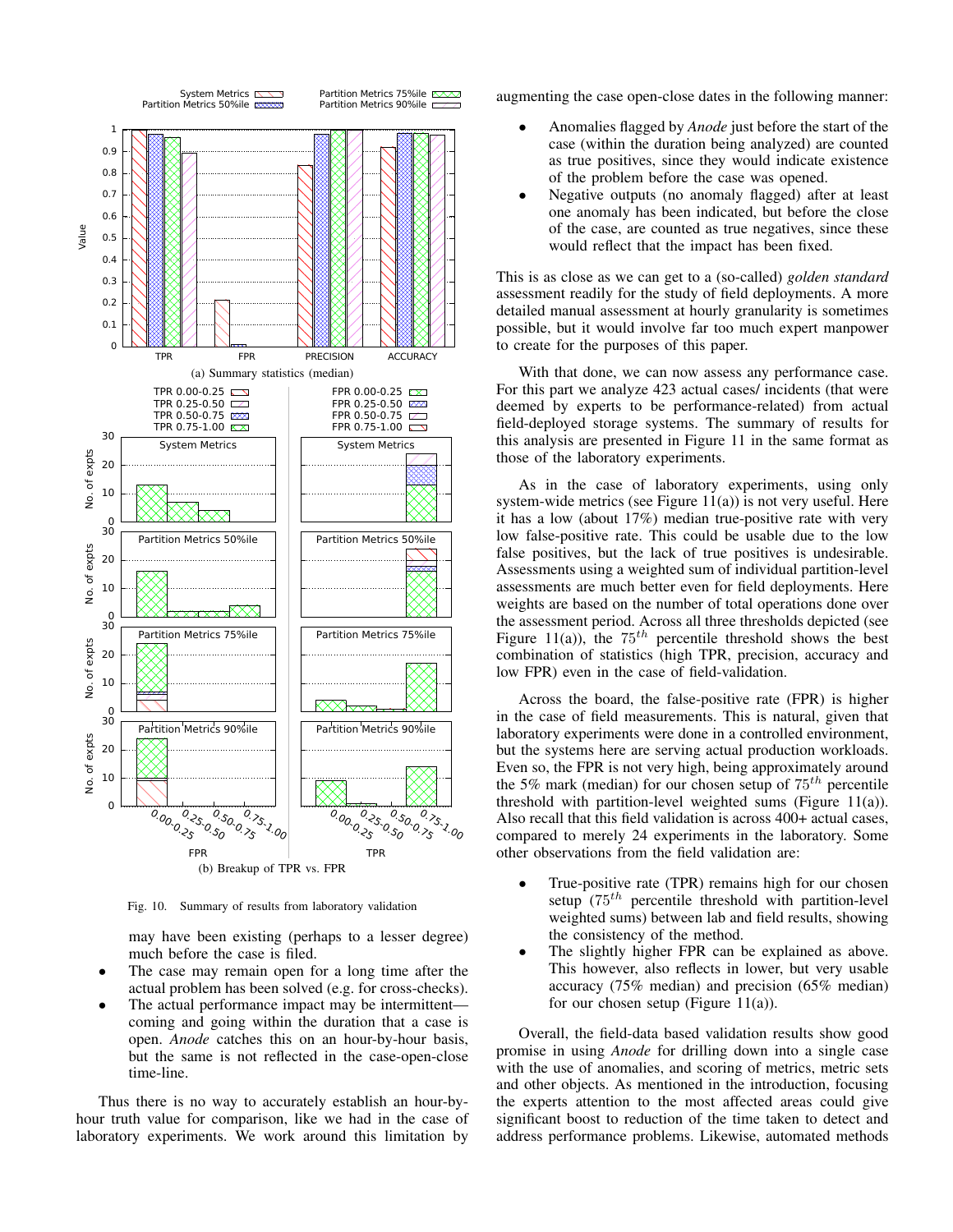Fig. 10. Summary of results from laboratory validation

may have been existing (perhaps to a lesser degree) much before the case is filed.

- The case may remain open for a long time after the actual problem has been solved (e.g. for cross-checks).
- The actual performance impact may be intermittent—coming and going within the duration that a case is open. *Anode* catches this on an hour-by-hour basis, but the same is not reflected in the case-open-close time-line.

Thus there is no way to accurately establish an hour-by-hour truth value for comparison, like we had in the case of laboratory experiments. We work around this limitation by augmenting the case open-close dates in the following manner:

- Anomalies flagged by *Anode* just before the start of the case (within the duration being analyzed) are counted as true positives, since they would indicate existence of the problem before the case was opened.
- Negative outputs (no anomaly flagged) after at least one anomaly has been indicated, but before the close of the case, are counted as true negatives, since these would reflect that the impact has been fixed.

This is as close as we can get to a (so-called) *golden standard* assessment readily for the study of field deployments. A more detailed manual assessment at hourly granularity is sometimes possible, but it would involve far too much expert manpower to create for the purposes of this paper.

With that done, we can now assess any performance case. For this part we analyze 423 actual cases/ incidents (that were deemed by experts to be performance-related) from actual field-deployed storage systems. The summary of results for this analysis are presented in Figure 11 in the same format as those of the laboratory experiments.

As in the case of laboratory experiments, using only system-wide metrics (see Figure 11(a)) is not very useful. Here it has a low (about 17%) median true-positive rate with very low false-positive rate. This could be usable due to the low false positives, but the lack of true positives is undesirable. Assessments using a weighted sum of individual partition-level assessments are much better even for field deployments. Here weights are based on the number of total operations done over the assessment period. Across all three thresholds depicted (see Figure 11(a)), the $75^{th}$ percentile threshold shows the best combination of statistics (high TPR, precision, accuracy and low FPR) even in the case of field-validation.

Across the board, the false-positive rate (FPR) is higher in the case of field measurements. This is natural, given that laboratory experiments were done in a controlled environment, but the systems here are serving actual production workloads. Even so, the FPR is not very high, being approximately around the 5% mark (median) for our chosen setup of $75^{th}$ percentile threshold with partition-level weighted sums (Figure 11(a)). Also recall that this field validation is across 400+ actual cases, compared to merely 24 experiments in the laboratory. Some other observations from the field validation are:

- True-positive rate (TPR) remains high for our chosen setup ($75^{th}$ percentile threshold with partition-level weighted sums) between lab and field results, showing the consistency of the method.
- The slightly higher FPR can be explained as above. This however, also reflects in lower, but very usable accuracy (75% median) and precision (65% median) for our chosen setup (Figure 11(a)).

Overall, the field-data based validation results show good promise in using *Anode* for drilling down into a single case with the use of anomalies, and scoring of metrics, metric sets and other objects. As mentioned in the introduction, focusing the experts attention to the most affected areas could give significant boost to reduction of the time taken to detect and address performance problems. Likewise, automated methods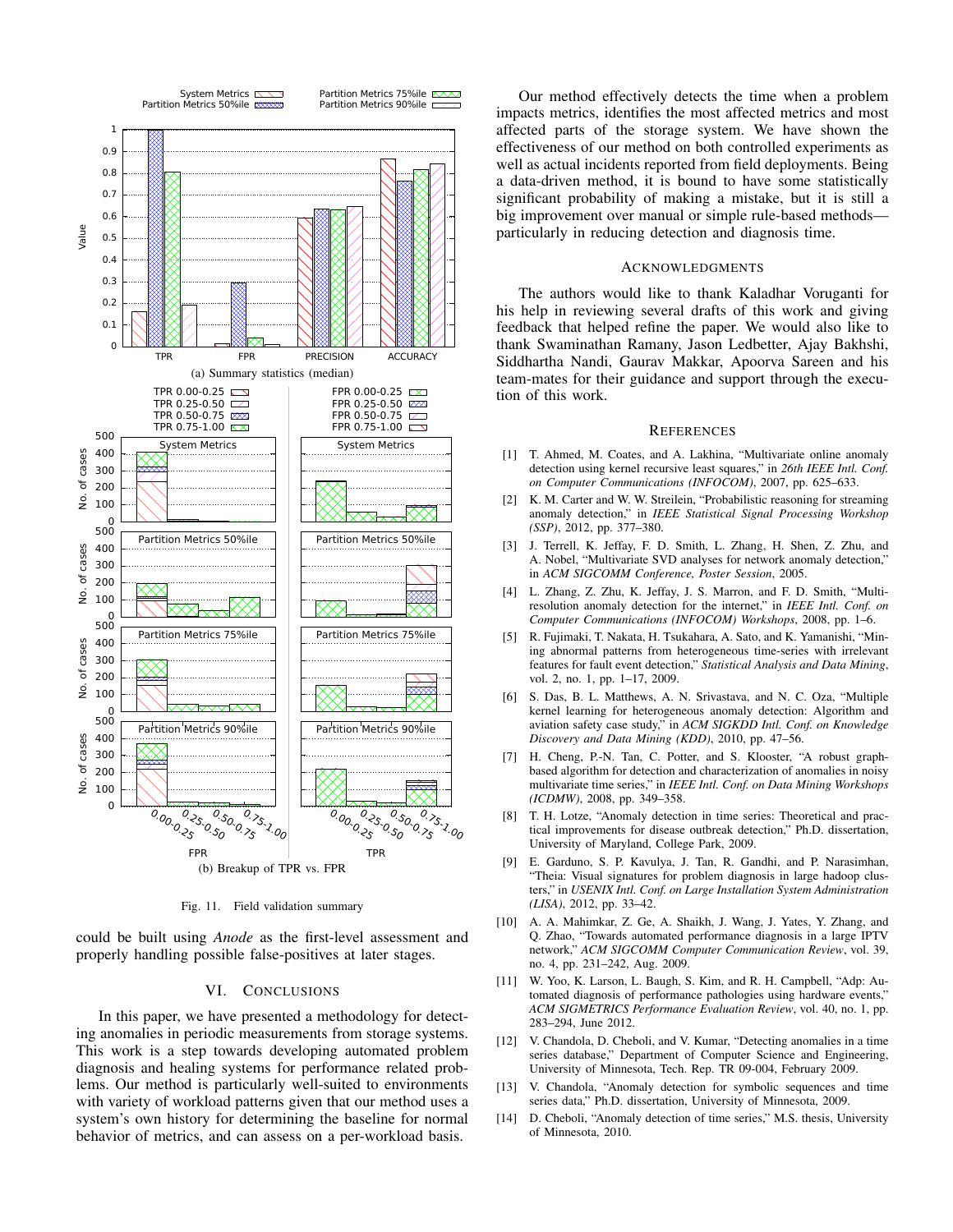System Metrics
Partition Metrics 50%ile
Partition Metrics 75%ile
Partition Metrics 90%ile

Value

1
0.9
0.8
0.7
0.6
0.5
0.4
0.3
0.2
0.1
0

TPR
FPR
PRECISION
ACCURACY

(a) Summary statistics (median)

TPR 0.00-0.25
TPR 0.25-0.50
TPR 0.50-0.75
TPR 0.75-1.00

FPR 0.00-0.25
FPR 0.25-0.50
FPR 0.50-0.75
FPR 0.75-1.00

No. of cases

500
400
300
200
100
0

System Metrics
Partition Metrics 50%ile
Partition Metrics 75%ile
Partition Metrics 90%ile

0.00-0.25
0.25-0.50
0.50-0.75
0.75-1.00

FPR
TPR

(b) Breakup of TPR vs. FPR

Fig. 11. Field validation summary

could be built using *Anode* as the first-level assessment and properly handling possible false-positives at later stages.

## VI. Conclusions

In this paper, we have presented a methodology for detecting anomalies in periodic measurements from storage systems. This work is a step towards developing automated problem diagnosis and healing systems for performance related problems. Our method is particularly well-suited to environments with variety of workload patterns given that our method uses a system's own history for determining the baseline for normal behavior of metrics, and can assess on a per-workload basis.

Our method effectively detects the time when a problem impacts metrics, identifies the most affected metrics and most affected parts of the storage system. We have shown the effectiveness of our method on both controlled experiments as well as actual incidents reported from field deployments. Being a data-driven method, it is bound to have some statistically significant probability of making a mistake, but it is still a big improvement over manual or simple rule-based methods—particularly in reducing detection and diagnosis time.

## Acknowledgments

The authors would like to thank Kaladhar Voruganti for his help in reviewing several drafts of this work and giving feedback that helped refine the paper. We would also like to thank Swaminathan Ramany, Jason Ledbetter, Ajay Bakhshi, Siddhartha Nandi, Gaurav Makkar, Apoorva Sareen and his team-mates for their guidance and support through the execution of this work.

## References

[1] T. Ahmed, M. Coates, and A. Lakhina, "Multivariate online anomaly detection using kernel recursive least squares," in *26th IEEE Intl. Conf. on Computer Communications (INFOCOM)*, 2007, pp. 625–633.

[2] K. M. Carter and W. W. Streilein, "Probabilistic reasoning for streaming anomaly detection," in *IEEE Statistical Signal Processing Workshop (SSP)*, 2012, pp. 377–380.

[3] J. Terrell, K. Jeffay, F. D. Smith, L. Zhang, H. Shen, Z. Zhu, and A. Nobel, "Multivariate SVD analyses for network anomaly detection," in *ACM SIGCOMM Conference, Poster Session*, 2005.

[4] L. Zhang, Z. Zhu, K. Jeffay, J. S. Marron, and F. D. Smith, "Multi-resolution anomaly detection for the internet," in *IEEE Intl. Conf. on Computer Communications (INFOCOM) Workshops*, 2008, pp. 1–6.

[5] R. Fujimaki, T. Nakata, H. Tsukahara, A. Sato, and K. Yamanishi, "Mining abnormal patterns from heterogeneous time-series with irrelevant features for fault event detection," *Statistical Analysis and Data Mining*, vol. 2, no. 1, pp. 1–17, 2009.

[6] S. Das, B. L. Matthews, A. N. Srivastava, and N. C. Oza, "Multiple kernel learning for heterogeneous anomaly detection: Algorithm and aviation safety case study," in *ACM SIGKDD Intl. Conf. on Knowledge Discovery and Data Mining (KDD)*, 2010, pp. 47–56.

[7] H. Cheng, P.-N. Tan, C. Potter, and S. Klooster, "A robust graph-based algorithm for detection and characterization of anomalies in noisy multivariate time series," in *IEEE Intl. Conf. on Data Mining Workshops (ICDMW)*, 2008, pp. 349–358.

[8] T. H. Lotze, "Anomaly detection in time series: Theoretical and practical improvements for disease outbreak detection," Ph.D. dissertation, University of Maryland, College Park, 2009.

[9] E. Garduno, S. P. Kavulya, J. Tan, R. Gandhi, and P. Narasimhan, "Theia: Visual signatures for problem diagnosis in large hadoop clusters," in *USENIX Intl. Conf. on Large Installation System Administration (LISA)*, 2012, pp. 33–42.

[10] A. A. Mahimkar, Z. Ge, A. Shaikh, J. Wang, J. Yates, Y. Zhang, and Q. Zhao, "Towards automated performance diagnosis in a large IPTV network," *ACM SIGCOMM Computer Communication Review*, vol. 39, no. 4, pp. 231–242, Aug. 2009.

[11] W. Yoo, K. Larson, L. Baugh, S. Kim, and R. H. Campbell, "Adp: Automated diagnosis of performance pathologies using hardware events," *ACM SIGMETRICS Performance Evaluation Review*, vol. 40, no. 1, pp. 283–294, June 2012.

[12] V. Chandola, D. Cheboli, and V. Kumar, "Detecting anomalies in a time series database," Department of Computer Science and Engineering, University of Minnesota, Tech. Rep. TR 09-004, February 2009.

[13] V. Chandola, "Anomaly detection for symbolic sequences and time series data," Ph.D. dissertation, University of Minnesota, 2009.

[14] D. Cheboli, "Anomaly detection of time series," M.S. thesis, University of Minnesota, 2010.